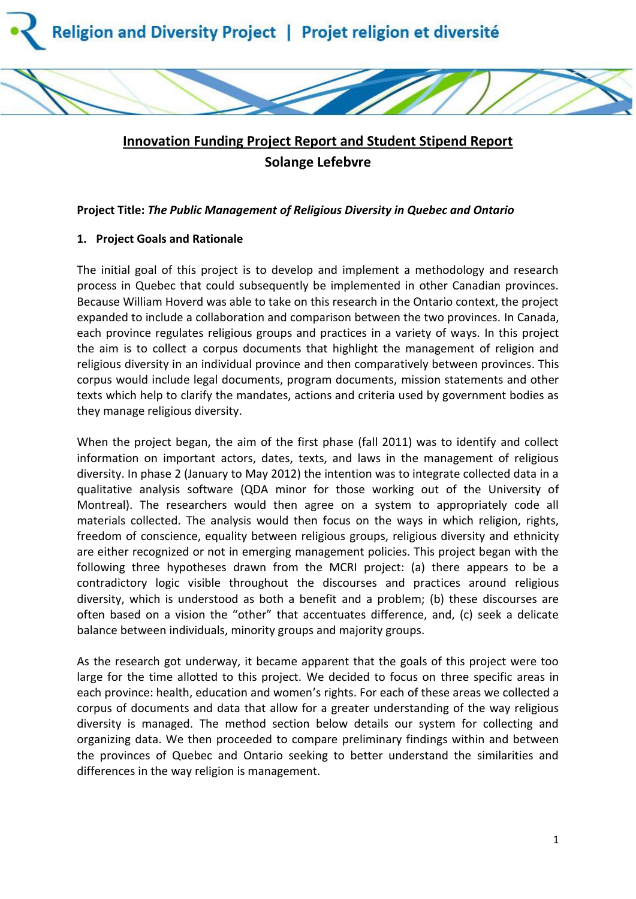Religion and Diversity Project | Projet religion et diversité

# Innovation Funding Project Report and Student Stipend Report

## Solange Lefebvre

**Project Title:** ***The Public Management of Religious Diversity in Quebec and Ontario***

### 1. Project Goals and Rationale

The initial goal of this project is to develop and implement a methodology and research process in Quebec that could subsequently be implemented in other Canadian provinces. Because William Hoverd was able to take on this research in the Ontario context, the project expanded to include a collaboration and comparison between the two provinces. In Canada, each province regulates religious groups and practices in a variety of ways. In this project the aim is to collect a corpus documents that highlight the management of religion and religious diversity in an individual province and then comparatively between provinces. This corpus would include legal documents, program documents, mission statements and other texts which help to clarify the mandates, actions and criteria used by government bodies as they manage religious diversity.

When the project began, the aim of the first phase (fall 2011) was to identify and collect information on important actors, dates, texts, and laws in the management of religious diversity. In phase 2 (January to May 2012) the intention was to integrate collected data in a qualitative analysis software (QDA minor for those working out of the University of Montreal). The researchers would then agree on a system to appropriately code all materials collected. The analysis would then focus on the ways in which religion, rights, freedom of conscience, equality between religious groups, religious diversity and ethnicity are either recognized or not in emerging management policies. This project began with the following three hypotheses drawn from the MCRI project: (a) there appears to be a contradictory logic visible throughout the discourses and practices around religious diversity, which is understood as both a benefit and a problem; (b) these discourses are often based on a vision the "other" that accentuates difference, and, (c) seek a delicate balance between individuals, minority groups and majority groups.

As the research got underway, it became apparent that the goals of this project were too large for the time allotted to this project. We decided to focus on three specific areas in each province: health, education and women's rights. For each of these areas we collected a corpus of documents and data that allow for a greater understanding of the way religious diversity is managed. The method section below details our system for collecting and organizing data. We then proceeded to compare preliminary findings within and between the provinces of Quebec and Ontario seeking to better understand the similarities and differences in the way religion is management.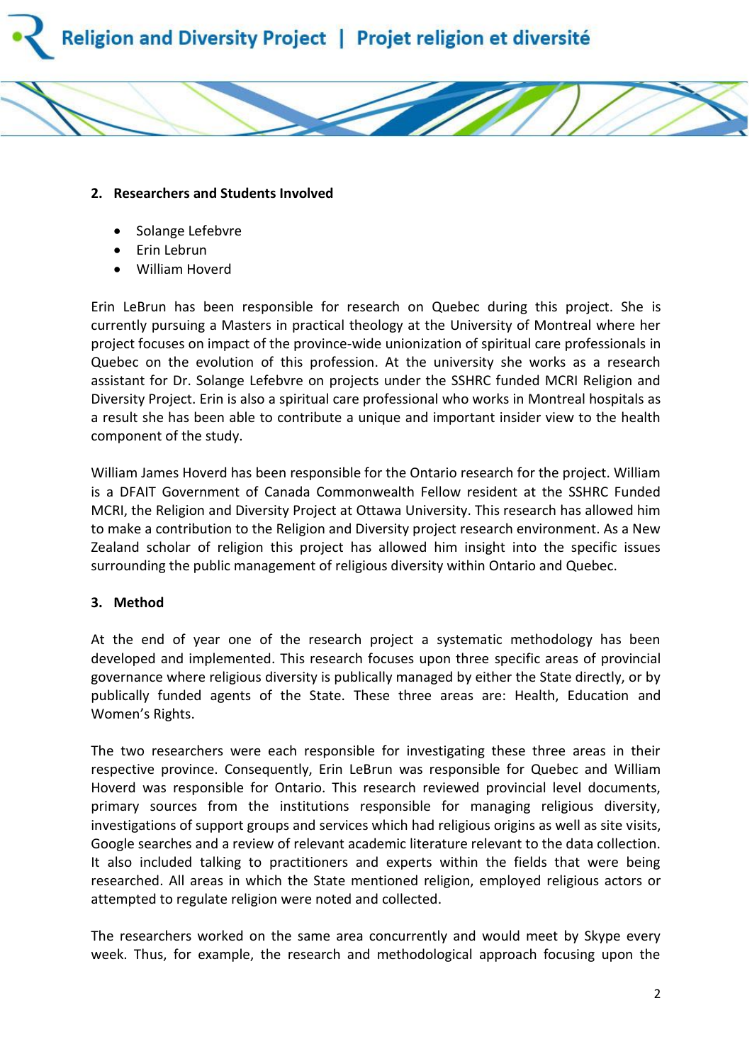## 2. Researchers and Students Involved

- Solange Lefebvre
- Erin Lebrun
- William Hoverd

Erin LeBrun has been responsible for research on Quebec during this project. She is currently pursuing a Masters in practical theology at the University of Montreal where her project focuses on impact of the province-wide unionization of spiritual care professionals in Quebec on the evolution of this profession. At the university she works as a research assistant for Dr. Solange Lefebvre on projects under the SSHRC funded MCRI Religion and Diversity Project. Erin is also a spiritual care professional who works in Montreal hospitals as a result she has been able to contribute a unique and important insider view to the health component of the study.

William James Hoverd has been responsible for the Ontario research for the project. William is a DFAIT Government of Canada Commonwealth Fellow resident at the SSHRC Funded MCRI, the Religion and Diversity Project at Ottawa University. This research has allowed him to make a contribution to the Religion and Diversity project research environment. As a New Zealand scholar of religion this project has allowed him insight into the specific issues surrounding the public management of religious diversity within Ontario and Quebec.

## 3. Method

At the end of year one of the research project a systematic methodology has been developed and implemented. This research focuses upon three specific areas of provincial governance where religious diversity is publically managed by either the State directly, or by publically funded agents of the State. These three areas are: Health, Education and Women's Rights.

The two researchers were each responsible for investigating these three areas in their respective province. Consequently, Erin LeBrun was responsible for Quebec and William Hoverd was responsible for Ontario. This research reviewed provincial level documents, primary sources from the institutions responsible for managing religious diversity, investigations of support groups and services which had religious origins as well as site visits, Google searches and a review of relevant academic literature relevant to the data collection. It also included talking to practitioners and experts within the fields that were being researched. All areas in which the State mentioned religion, employed religious actors or attempted to regulate religion were noted and collected.

The researchers worked on the same area concurrently and would meet by Skype every week. Thus, for example, the research and methodological approach focusing upon the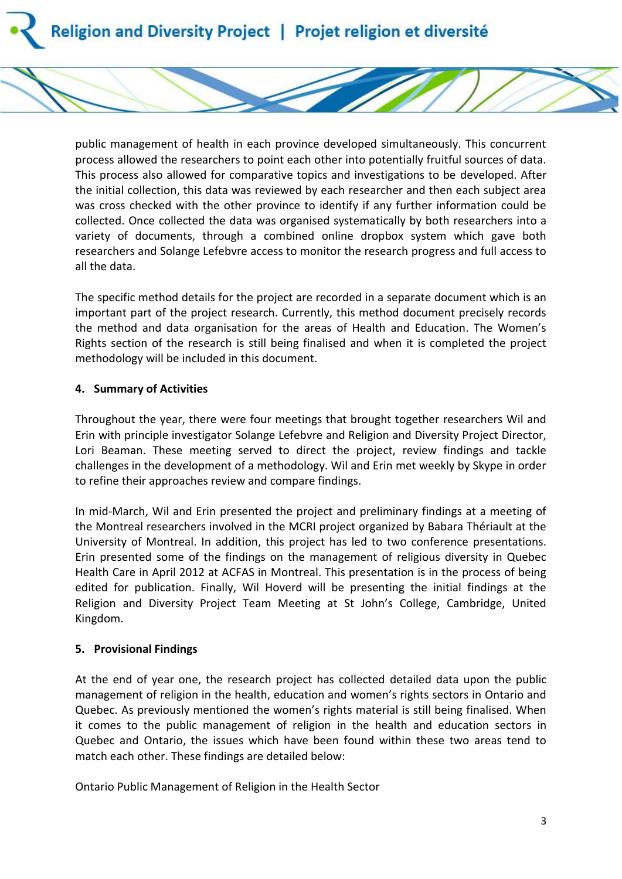public management of health in each province developed simultaneously. This concurrent process allowed the researchers to point each other into potentially fruitful sources of data. This process also allowed for comparative topics and investigations to be developed. After the initial collection, this data was reviewed by each researcher and then each subject area was cross checked with the other province to identify if any further information could be collected. Once collected the data was organised systematically by both researchers into a variety of documents, through a combined online dropbox system which gave both researchers and Solange Lefebvre access to monitor the research progress and full access to all the data.

The specific method details for the project are recorded in a separate document which is an important part of the project research. Currently, this method document precisely records the method and data organisation for the areas of Health and Education. The Women's Rights section of the research is still being finalised and when it is completed the project methodology will be included in this document.

## 4. Summary of Activities

Throughout the year, there were four meetings that brought together researchers Wil and Erin with principle investigator Solange Lefebvre and Religion and Diversity Project Director, Lori Beaman. These meeting served to direct the project, review findings and tackle challenges in the development of a methodology. Wil and Erin met weekly by Skype in order to refine their approaches review and compare findings.

In mid-March, Wil and Erin presented the project and preliminary findings at a meeting of the Montreal researchers involved in the MCRI project organized by Babara Thériault at the University of Montreal. In addition, this project has led to two conference presentations. Erin presented some of the findings on the management of religious diversity in Quebec Health Care in April 2012 at ACFAS in Montreal. This presentation is in the process of being edited for publication. Finally, Wil Hoverd will be presenting the initial findings at the Religion and Diversity Project Team Meeting at St John's College, Cambridge, United Kingdom.

## 5. Provisional Findings

At the end of year one, the research project has collected detailed data upon the public management of religion in the health, education and women's rights sectors in Ontario and Quebec. As previously mentioned the women's rights material is still being finalised. When it comes to the public management of religion in the health and education sectors in Quebec and Ontario, the issues which have been found within these two areas tend to match each other. These findings are detailed below:

Ontario Public Management of Religion in the Health Sector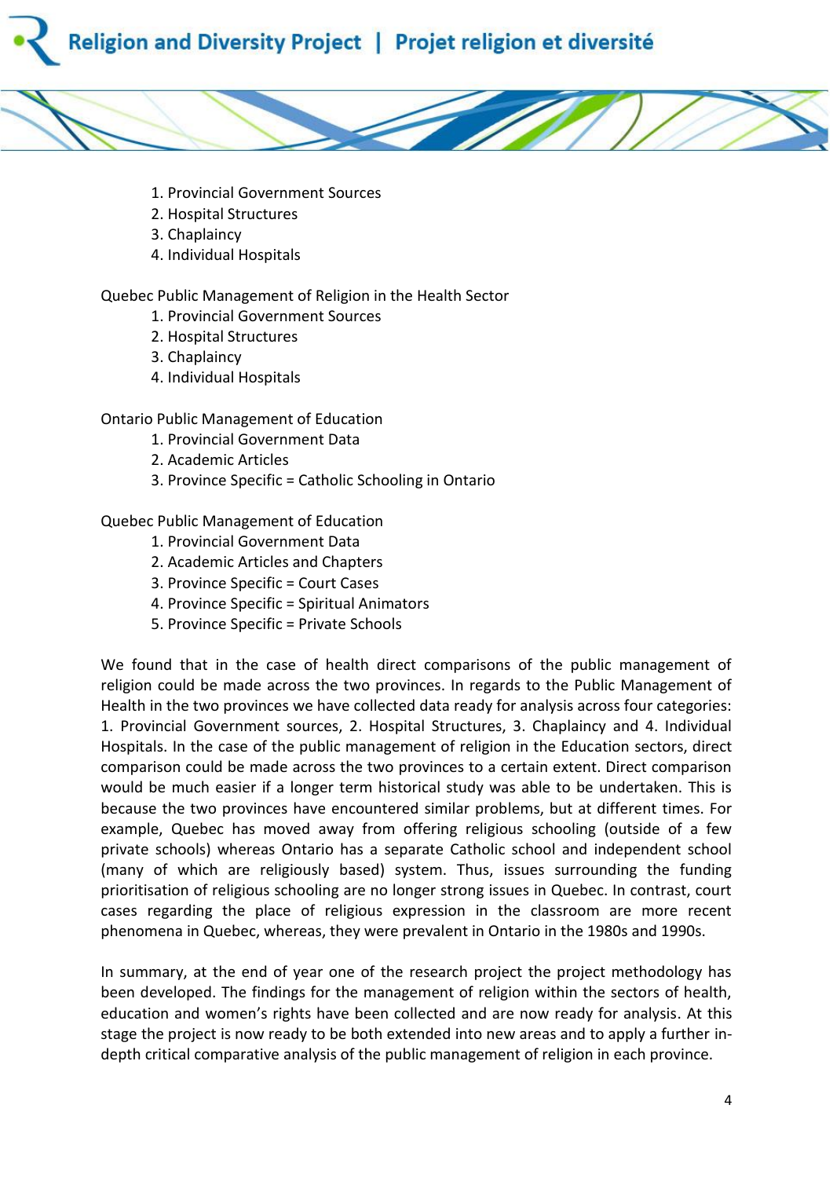1. Provincial Government Sources
2. Hospital Structures
3. Chaplaincy
4. Individual Hospitals

Quebec Public Management of Religion in the Health Sector

1. Provincial Government Sources
2. Hospital Structures
3. Chaplaincy
4. Individual Hospitals

Ontario Public Management of Education

1. Provincial Government Data
2. Academic Articles
3. Province Specific = Catholic Schooling in Ontario

Quebec Public Management of Education

1. Provincial Government Data
2. Academic Articles and Chapters
3. Province Specific = Court Cases
4. Province Specific = Spiritual Animators
5. Province Specific = Private Schools

We found that in the case of health direct comparisons of the public management of religion could be made across the two provinces. In regards to the Public Management of Health in the two provinces we have collected data ready for analysis across four categories: 1. Provincial Government sources, 2. Hospital Structures, 3. Chaplaincy and 4. Individual Hospitals. In the case of the public management of religion in the Education sectors, direct comparison could be made across the two provinces to a certain extent. Direct comparison would be much easier if a longer term historical study was able to be undertaken. This is because the two provinces have encountered similar problems, but at different times. For example, Quebec has moved away from offering religious schooling (outside of a few private schools) whereas Ontario has a separate Catholic school and independent school (many of which are religiously based) system. Thus, issues surrounding the funding prioritisation of religious schooling are no longer strong issues in Quebec. In contrast, court cases regarding the place of religious expression in the classroom are more recent phenomena in Quebec, whereas, they were prevalent in Ontario in the 1980s and 1990s.

In summary, at the end of year one of the research project the project methodology has been developed. The findings for the management of religion within the sectors of health, education and women's rights have been collected and are now ready for analysis. At this stage the project is now ready to be both extended into new areas and to apply a further in-depth critical comparative analysis of the public management of religion in each province.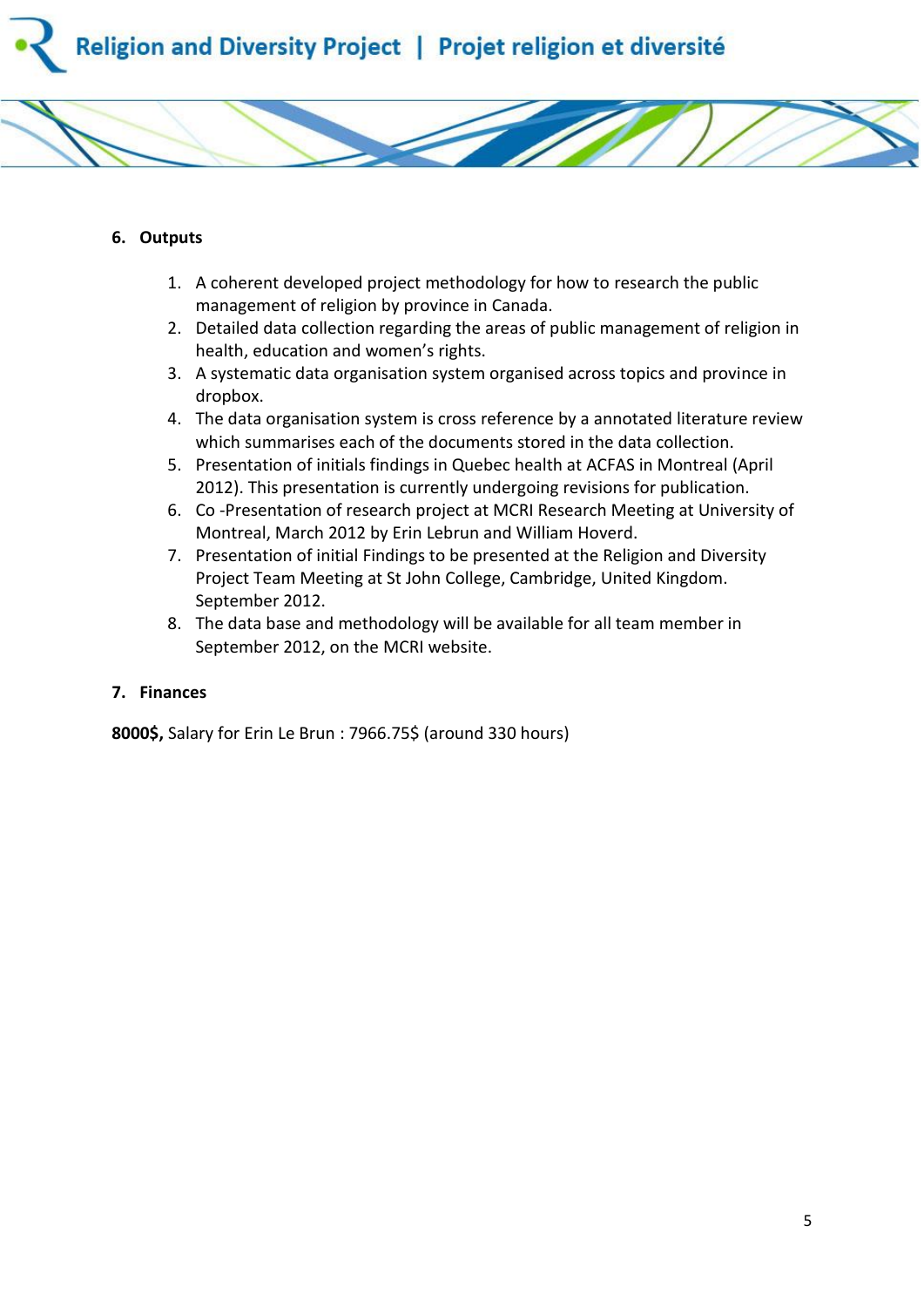## 6. Outputs

1. A coherent developed project methodology for how to research the public management of religion by province in Canada.
2. Detailed data collection regarding the areas of public management of religion in health, education and women's rights.
3. A systematic data organisation system organised across topics and province in dropbox.
4. The data organisation system is cross reference by a annotated literature review which summarises each of the documents stored in the data collection.
5. Presentation of initials findings in Quebec health at ACFAS in Montreal (April 2012). This presentation is currently undergoing revisions for publication.
6. Co -Presentation of research project at MCRI Research Meeting at University of Montreal, March 2012 by Erin Lebrun and William Hoverd.
7. Presentation of initial Findings to be presented at the Religion and Diversity Project Team Meeting at St John College, Cambridge, United Kingdom. September 2012.
8. The data base and methodology will be available for all team member in September 2012, on the MCRI website.

## 7. Finances

**8000$,** Salary for Erin Le Brun : 7966.75$ (around 330 hours)